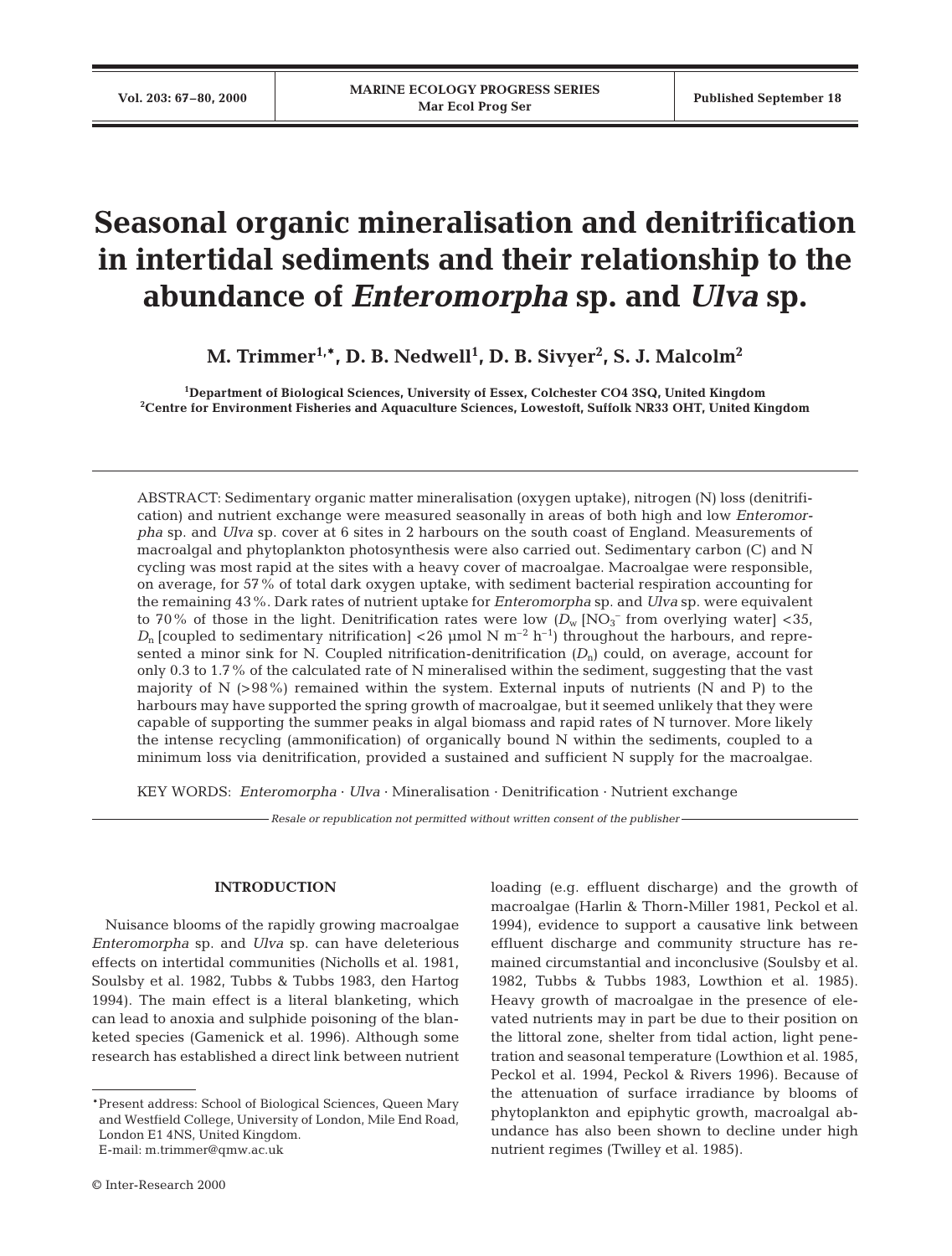# Seasonal organic mineralisation and denitrification in intertidal sediments and their relationship to the abundance of *Enteromorpha* sp. and *Ulva* sp.

**M. Trimmer[1,*], D. B. Nedwell[1], D. B. Sivyer[2], S. J. Malcolm[2]**

[1]Department of Biological Sciences, University of Essex, Colchester CO4 3SQ, United Kingdom
[2]Centre for Environment Fisheries and Aquaculture Sciences, Lowestoft, Suffolk NR33 OHT, United Kingdom

ABSTRACT: Sedimentary organic matter mineralisation (oxygen uptake), nitrogen (N) loss (denitrification) and nutrient exchange were measured seasonally in areas of both high and low *Enteromorpha* sp. and *Ulva* sp. cover at 6 sites in 2 harbours on the south coast of England. Measurements of macroalgal and phytoplankton photosynthesis were also carried out. Sedimentary carbon (C) and N cycling was most rapid at the sites with a heavy cover of macroalgae. Macroalgae were responsible, on average, for 57% of total dark oxygen uptake, with sediment bacterial respiration accounting for the remaining 43%. Dark rates of nutrient uptake for *Enteromorpha* sp. and *Ulva* sp. were equivalent to 70% of those in the light. Denitrification rates were low ($D_w$ [$NO_3^-$ from overlying water] <35, $D_n$ [coupled to sedimentary nitrification] <26 µmol N $m^{-2}$ $h^{-1}$) throughout the harbours, and represented a minor sink for N. Coupled nitrification-denitrification ($D_n$) could, on average, account for only 0.3 to 1.7% of the calculated rate of N mineralised within the sediment, suggesting that the vast majority of N (>98%) remained within the system. External inputs of nutrients (N and P) to the harbours may have supported the spring growth of macroalgae, but it seemed unlikely that they were capable of supporting the summer peaks in algal biomass and rapid rates of N turnover. More likely the intense recycling (ammonification) of organically bound N within the sediments, coupled to a minimum loss via denitrification, provided a sustained and sufficient N supply for the macroalgae.

KEY WORDS: *Enteromorpha* · *Ulva* · Mineralisation · Denitrification · Nutrient exchange

*Resale or republication not permitted without written consent of the publisher*

## INTRODUCTION

Nuisance blooms of the rapidly growing macroalgae *Enteromorpha* sp. and *Ulva* sp. can have deleterious effects on intertidal communities (Nicholls et al. 1981, Soulsby et al. 1982, Tubbs & Tubbs 1983, den Hartog 1994). The main effect is a literal blanketing, which can lead to anoxia and sulphide poisoning of the blanketed species (Gamenick et al. 1996). Although some research has established a direct link between nutrient loading (e.g. effluent discharge) and the growth of macroalgae (Harlin & Thorn-Miller 1981, Peckol et al. 1994), evidence to support a causative link between effluent discharge and community structure has remained circumstantial and inconclusive (Soulsby et al. 1982, Tubbs & Tubbs 1983, Lowthion et al. 1985). Heavy growth of macroalgae in the presence of elevated nutrients may in part be due to their position on the littoral zone, shelter from tidal action, light penetration and seasonal temperature (Lowthion et al. 1985, Peckol et al. 1994, Peckol & Rivers 1996). Because of the attenuation of surface irradiance by blooms of phytoplankton and epiphytic growth, macroalgal abundance has also been shown to decline under high nutrient regimes (Twilley et al. 1985).

*Present address: School of Biological Sciences, Queen Mary and Westfield College, University of London, Mile End Road, London E1 4NS, United Kingdom.
E-mail: m.trimmer@qmw.ac.uk

© Inter-Research 2000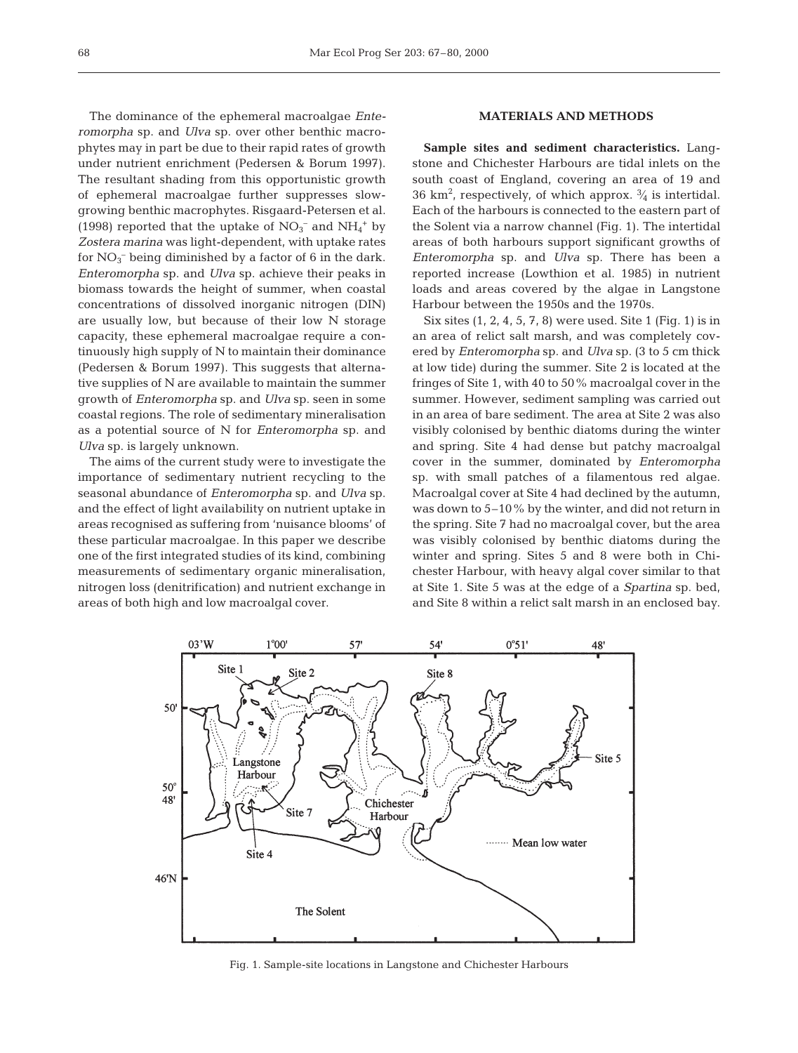The dominance of the ephemeral macroalgae *Enteromorpha* sp. and *Ulva* sp. over other benthic macrophytes may in part be due to their rapid rates of growth under nutrient enrichment (Pedersen & Borum 1997). The resultant shading from this opportunistic growth of ephemeral macroalgae further suppresses slow-growing benthic macrophytes. Risgaard-Petersen et al. (1998) reported that the uptake of $NO_3^-$ and $NH_4^+$ by *Zostera marina* was light-dependent, with uptake rates for $NO_3^-$ being diminished by a factor of 6 in the dark. *Enteromorpha* sp. and *Ulva* sp. achieve their peaks in biomass towards the height of summer, when coastal concentrations of dissolved inorganic nitrogen (DIN) are usually low, but because of their low N storage capacity, these ephemeral macroalgae require a continuously high supply of N to maintain their dominance (Pedersen & Borum 1997). This suggests that alternative supplies of N are available to maintain the summer growth of *Enteromorpha* sp. and *Ulva* sp. seen in some coastal regions. The role of sedimentary mineralisation as a potential source of N for *Enteromorpha* sp. and *Ulva* sp. is largely unknown.

The aims of the current study were to investigate the importance of sedimentary nutrient recycling to the seasonal abundance of *Enteromorpha* sp. and *Ulva* sp. and the effect of light availability on nutrient uptake in areas recognised as suffering from 'nuisance blooms' of these particular macroalgae. In this paper we describe one of the first integrated studies of its kind, combining measurements of sedimentary organic mineralisation, nitrogen loss (denitrification) and nutrient exchange in areas of both high and low macroalgal cover.

## MATERIALS AND METHODS

**Sample sites and sediment characteristics.** Langstone and Chichester Harbours are tidal inlets on the south coast of England, covering an area of 19 and 36 km$^2$, respectively, of which approx. $\frac{3}{4}$ is intertidal. Each of the harbours is connected to the eastern part of the Solent via a narrow channel (Fig. 1). The intertidal areas of both harbours support significant growths of *Enteromorpha* sp. and *Ulva* sp. There has been a reported increase (Lowthion et al. 1985) in nutrient loads and areas covered by the algae in Langstone Harbour between the 1950s and the 1970s.

Six sites (1, 2, 4, 5, 7, 8) were used. Site 1 (Fig. 1) is in an area of relict salt marsh, and was completely covered by *Enteromorpha* sp. and *Ulva* sp. (3 to 5 cm thick at low tide) during the summer. Site 2 is located at the fringes of Site 1, with 40 to 50% macroalgal cover in the summer. However, sediment sampling was carried out in an area of bare sediment. The area at Site 2 was also visibly colonised by benthic diatoms during the winter and spring. Site 4 had dense but patchy macroalgal cover in the summer, dominated by *Enteromorpha* sp. with small patches of a filamentous red algae. Macroalgal cover at Site 4 had declined by the autumn, was down to 5–10% by the winter, and did not return in the spring. Site 7 had no macroalgal cover, but the area was visibly colonised by benthic diatoms during the winter and spring. Sites 5 and 8 were both in Chichester Harbour, with heavy algal cover similar to that at Site 1. Site 5 was at the edge of a *Spartina* sp. bed, and Site 8 within a relict salt marsh in an enclosed bay.

Fig. 1. Sample-site locations in Langstone and Chichester Harbours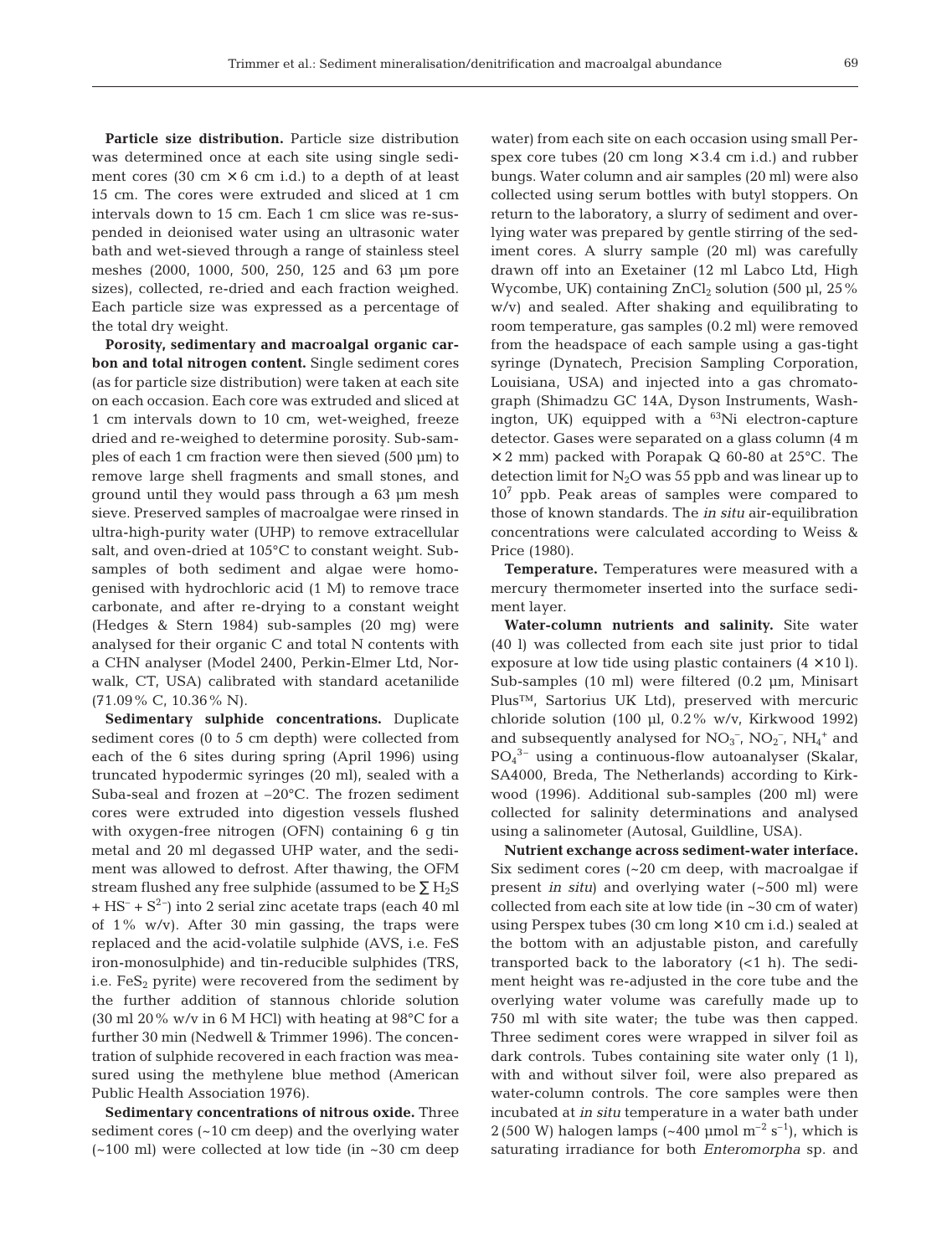**Particle size distribution.** Particle size distribution was determined once at each site using single sediment cores (30 cm × 6 cm i.d.) to a depth of at least 15 cm. The cores were extruded and sliced at 1 cm intervals down to 15 cm. Each 1 cm slice was re-suspended in deionised water using an ultrasonic water bath and wet-sieved through a range of stainless steel meshes (2000, 1000, 500, 250, 125 and 63 µm pore sizes), collected, re-dried and each fraction weighed. Each particle size was expressed as a percentage of the total dry weight.

**Porosity, sedimentary and macroalgal organic carbon and total nitrogen content.** Single sediment cores (as for particle size distribution) were taken at each site on each occasion. Each core was extruded and sliced at 1 cm intervals down to 10 cm, wet-weighed, freeze dried and re-weighed to determine porosity. Sub-samples of each 1 cm fraction were then sieved (500 µm) to remove large shell fragments and small stones, and ground until they would pass through a 63 µm mesh sieve. Preserved samples of macroalgae were rinsed in ultra-high-purity water (UHP) to remove extracellular salt, and oven-dried at 105°C to constant weight. Sub-samples of both sediment and algae were homogenised with hydrochloric acid (1 M) to remove trace carbonate, and after re-drying to a constant weight (Hedges & Stern 1984) sub-samples (20 mg) were analysed for their organic C and total N contents with a CHN analyser (Model 2400, Perkin-Elmer Ltd, Norwalk, CT, USA) calibrated with standard acetanilide (71.09% C, 10.36% N).

**Sedimentary sulphide concentrations.** Duplicate sediment cores (0 to 5 cm depth) were collected from each of the 6 sites during spring (April 1996) using truncated hypodermic syringes (20 ml), sealed with a Suba-seal and frozen at –20°C. The frozen sediment cores were extruded into digestion vessels flushed with oxygen-free nitrogen (OFN) containing 6 g tin metal and 20 ml degassed UHP water, and the sediment was allowed to defrost. After thawing, the OFM stream flushed any free sulphide (assumed to be $\sum H_2S + HS^- + S^{2-}$) into 2 serial zinc acetate traps (each 40 ml of 1% w/v). After 30 min gassing, the traps were replaced and the acid-volatile sulphide (AVS, i.e. FeS iron-monosulphide) and tin-reducible sulphides (TRS, i.e. $FeS_2$ pyrite) were recovered from the sediment by the further addition of stannous chloride solution (30 ml 20% w/v in 6 M HCl) with heating at 98°C for a further 30 min (Nedwell & Trimmer 1996). The concentration of sulphide recovered in each fraction was measured using the methylene blue method (American Public Health Association 1976).

**Sedimentary concentrations of nitrous oxide.** Three sediment cores (~10 cm deep) and the overlying water (~100 ml) were collected at low tide (in ~30 cm deep water) from each site on each occasion using small Perspex core tubes (20 cm long × 3.4 cm i.d.) and rubber bungs. Water column and air samples (20 ml) were also collected using serum bottles with butyl stoppers. On return to the laboratory, a slurry of sediment and overlying water was prepared by gentle stirring of the sediment cores. A slurry sample (20 ml) was carefully drawn off into an Exetainer (12 ml Labco Ltd, High Wycombe, UK) containing $ZnCl_2$ solution (500 µl, 25% w/v) and sealed. After shaking and equilibrating to room temperature, gas samples (0.2 ml) were removed from the headspace of each sample using a gas-tight syringe (Dynatech, Precision Sampling Corporation, Louisiana, USA) and injected into a gas chromatograph (Shimadzu GC 14A, Dyson Instruments, Washington, UK) equipped with a $^{63}$Ni electron-capture detector. Gases were separated on a glass column (4 m × 2 mm) packed with Porapak Q 60-80 at 25°C. The detection limit for $N_2O$ was 55 ppb and was linear up to $10^7$ ppb. Peak areas of samples were compared to those of known standards. The *in situ* air-equilibration concentrations were calculated according to Weiss & Price (1980).

**Temperature.** Temperatures were measured with a mercury thermometer inserted into the surface sediment layer.

**Water-column nutrients and salinity.** Site water (40 l) was collected from each site just prior to tidal exposure at low tide using plastic containers (4 × 10 l). Sub-samples (10 ml) were filtered (0.2 µm, Minisart Plus™, Sartorius UK Ltd), preserved with mercuric chloride solution (100 µl, 0.2% w/v, Kirkwood 1992) and subsequently analysed for $NO_3^-$, $NO_2^-$, $NH_4^+$ and $PO_4^{3-}$ using a continuous-flow autoanalyser (Skalar, SA4000, Breda, The Netherlands) according to Kirkwood (1996). Additional sub-samples (200 ml) were collected for salinity determinations and analysed using a salinometer (Autosal, Guildline, USA).

**Nutrient exchange across sediment-water interface.** Six sediment cores (~20 cm deep, with macroalgae if present *in situ*) and overlying water (~500 ml) were collected from each site at low tide (in ~30 cm of water) using Perspex tubes (30 cm long × 10 cm i.d.) sealed at the bottom with an adjustable piston, and carefully transported back to the laboratory (<1 h). The sediment height was re-adjusted in the core tube and the overlying water volume was carefully made up to 750 ml with site water; the tube was then capped. Three sediment cores were wrapped in silver foil as dark controls. Tubes containing site water only (1 l), with and without silver foil, were also prepared as water-column controls. The core samples were then incubated at *in situ* temperature in a water bath under 2 (500 W) halogen lamps (~400 µmol m$^{-2}$ s$^{-1}$), which is saturating irradiance for both *Enteromorpha* sp. and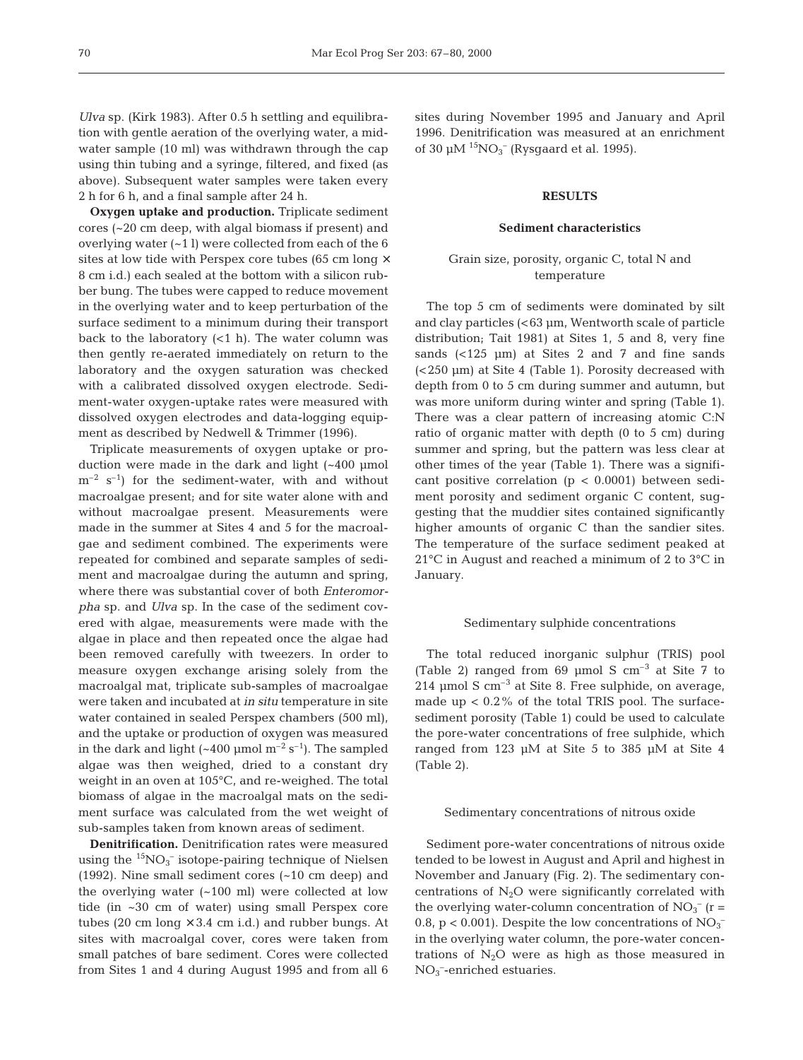*Ulva* sp. (Kirk 1983). After 0.5 h settling and equilibration with gentle aeration of the overlying water, a mid-water sample (10 ml) was withdrawn through the cap using thin tubing and a syringe, filtered, and fixed (as above). Subsequent water samples were taken every 2 h for 6 h, and a final sample after 24 h.

**Oxygen uptake and production.** Triplicate sediment cores (~20 cm deep, with algal biomass if present) and overlying water (~1 l) were collected from each of the 6 sites at low tide with Perspex core tubes (65 cm long × 8 cm i.d.) each sealed at the bottom with a silicon rubber bung. The tubes were capped to reduce movement in the overlying water and to keep perturbation of the surface sediment to a minimum during their transport back to the laboratory (<1 h). The water column was then gently re-aerated immediately on return to the laboratory and the oxygen saturation was checked with a calibrated dissolved oxygen electrode. Sediment-water oxygen-uptake rates were measured with dissolved oxygen electrodes and data-logging equipment as described by Nedwell & Trimmer (1996).

Triplicate measurements of oxygen uptake or production were made in the dark and light (~400 µmol $m^{-2}$ $s^{-1}$) for the sediment-water, with and without macroalgae present; and for site water alone with and without macroalgae present. Measurements were made in the summer at Sites 4 and 5 for the macroalgae and sediment combined. The experiments were repeated for combined and separate samples of sediment and macroalgae during the autumn and spring, where there was substantial cover of both *Enteromorpha* sp. and *Ulva* sp. In the case of the sediment covered with algae, measurements were made with the algae in place and then repeated once the algae had been removed carefully with tweezers. In order to measure oxygen exchange arising solely from the macroalgal mat, triplicate sub-samples of macroalgae were taken and incubated at *in situ* temperature in site water contained in sealed Perspex chambers (500 ml), and the uptake or production of oxygen was measured in the dark and light (~400 µmol $m^{-2}$ $s^{-1}$). The sampled algae was then weighed, dried to a constant dry weight in an oven at 105°C, and re-weighed. The total biomass of algae in the macroalgal mats on the sediment surface was calculated from the wet weight of sub-samples taken from known areas of sediment.

**Denitrification.** Denitrification rates were measured using the $^{15}NO_3^-$ isotope-pairing technique of Nielsen (1992). Nine small sediment cores (~10 cm deep) and the overlying water (~100 ml) were collected at low tide (in ~30 cm of water) using small Perspex core tubes (20 cm long × 3.4 cm i.d.) and rubber bungs. At sites with macroalgal cover, cores were taken from small patches of bare sediment. Cores were collected from Sites 1 and 4 during August 1995 and from all 6 sites during November 1995 and January and April 1996. Denitrification was measured at an enrichment of 30 µM $^{15}NO_3^-$ (Rysgaard et al. 1995).

## RESULTS

### Sediment characteristics

#### Grain size, porosity, organic C, total N and temperature

The top 5 cm of sediments were dominated by silt and clay particles (<63 µm, Wentworth scale of particle distribution; Tait 1981) at Sites 1, 5 and 8, very fine sands (<125 µm) at Sites 2 and 7 and fine sands (<250 µm) at Site 4 (Table 1). Porosity decreased with depth from 0 to 5 cm during summer and autumn, but was more uniform during winter and spring (Table 1). There was a clear pattern of increasing atomic C:N ratio of organic matter with depth (0 to 5 cm) during summer and spring, but the pattern was less clear at other times of the year (Table 1). There was a significant positive correlation ($p < 0.0001$) between sediment porosity and sediment organic C content, suggesting that the muddier sites contained significantly higher amounts of organic C than the sandier sites. The temperature of the surface sediment peaked at 21°C in August and reached a minimum of 2 to 3°C in January.

#### Sedimentary sulphide concentrations

The total reduced inorganic sulphur (TRIS) pool (Table 2) ranged from 69 µmol S $cm^{-3}$ at Site 7 to 214 µmol S $cm^{-3}$ at Site 8. Free sulphide, on average, made up < 0.2% of the total TRIS pool. The surface-sediment porosity (Table 1) could be used to calculate the pore-water concentrations of free sulphide, which ranged from 123 µM at Site 5 to 385 µM at Site 4 (Table 2).

#### Sedimentary concentrations of nitrous oxide

Sediment pore-water concentrations of nitrous oxide tended to be lowest in August and April and highest in November and January (Fig. 2). The sedimentary concentrations of $N_2O$ were significantly correlated with the overlying water-column concentration of $NO_3^-$ ($r = 0.8$, $p < 0.001$). Despite the low concentrations of $NO_3^-$ in the overlying water column, the pore-water concentrations of $N_2O$ were as high as those measured in $NO_3^-$-enriched estuaries.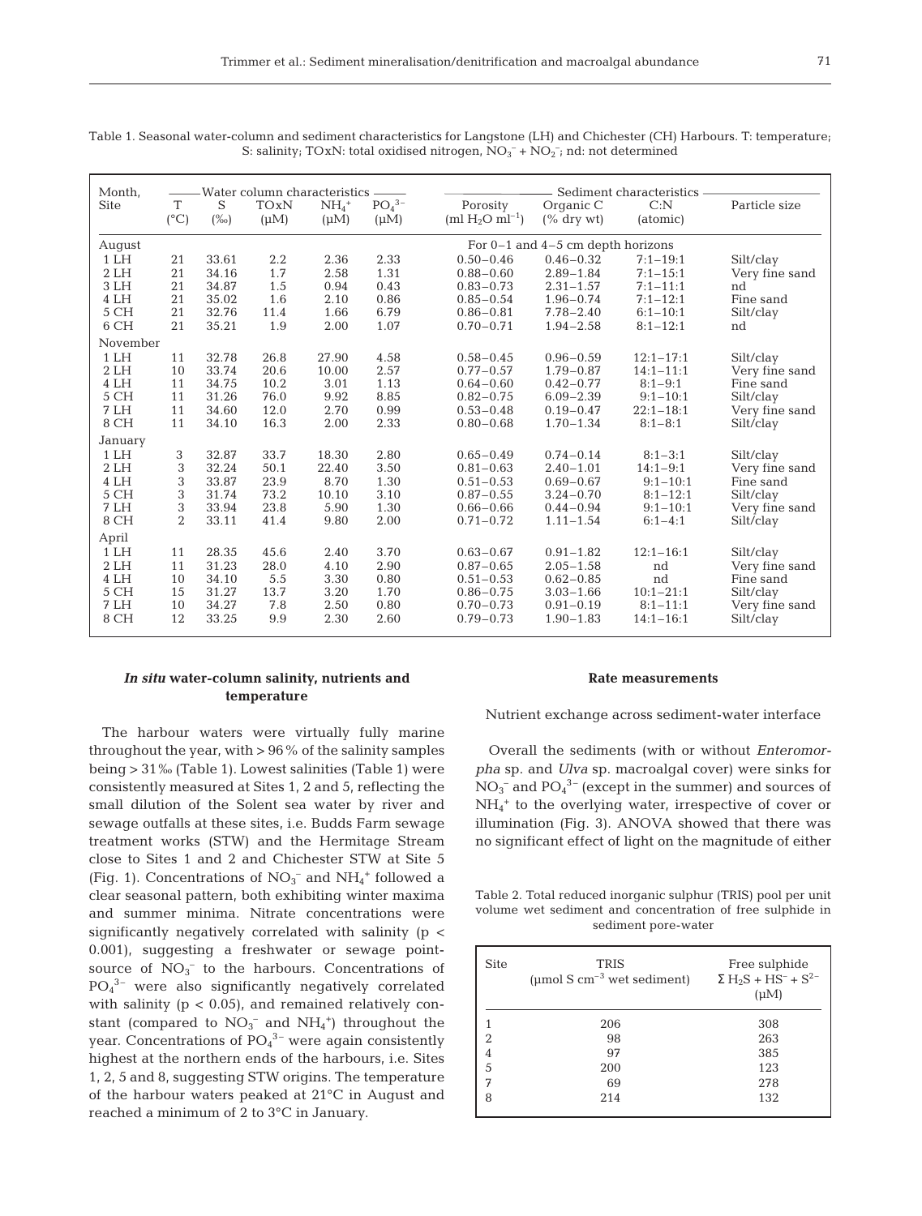Table 1. Seasonal water-column and sediment characteristics for Langstone (LH) and Chichester (CH) Harbours. T: temperature; S: salinity; TOxN: total oxidised nitrogen, $NO_3^-$ + $NO_2^-$; nd: not determined

| Month, Site | Water column characteristics | | | | | Sediment characteristics | | | |
|---|---|---|---|---|---|---|---|---|---|
| | T (°C) | S (‰) | TOxN (μM) | $NH_4^+$ (μM) | $PO_4^{3-}$ (μM) | Porosity (ml $H_2O$ $ml^{-1}$) | Organic C (% dry wt) | C:N (atomic) | Particle size |
| August | | | | | | For 0–1 and 4–5 cm depth horizons | | | |
| 1 LH | 21 | 33.61 | 2.2 | 2.36 | 2.33 | 0.50–0.46 | 0.46–0.32 | 7:1–19:1 | Silt/clay |
| 2 LH | 21 | 34.16 | 1.7 | 2.58 | 1.31 | 0.88–0.60 | 2.89–1.84 | 7:1–15:1 | Very fine sand |
| 3 LH | 21 | 34.87 | 1.5 | 0.94 | 0.43 | 0.83–0.73 | 2.31–1.57 | 7:1–11:1 | nd |
| 4 LH | 21 | 35.02 | 1.6 | 2.10 | 0.86 | 0.85–0.54 | 1.96–0.74 | 7:1–12:1 | Fine sand |
| 5 CH | 21 | 32.76 | 11.4 | 1.66 | 6.79 | 0.86–0.81 | 7.78–2.40 | 6:1–10:1 | Silt/clay |
| 6 CH | 21 | 35.21 | 1.9 | 2.00 | 1.07 | 0.70–0.71 | 1.94–2.58 | 8:1–12:1 | nd |
| November | | | | | | | | | |
| 1 LH | 11 | 32.78 | 26.8 | 27.90 | 4.58 | 0.58–0.45 | 0.96–0.59 | 12:1–17:1 | Silt/clay |
| 2 LH | 10 | 33.74 | 20.6 | 10.00 | 2.57 | 0.77–0.57 | 1.79–0.87 | 14:1–11:1 | Very fine sand |
| 4 LH | 11 | 34.75 | 10.2 | 3.01 | 1.13 | 0.64–0.60 | 0.42–0.77 | 8:1–9:1 | Fine sand |
| 5 CH | 11 | 31.26 | 76.0 | 9.92 | 8.85 | 0.82–0.75 | 6.09–2.39 | 9:1–10:1 | Silt/clay |
| 7 LH | 11 | 34.60 | 12.0 | 2.70 | 0.99 | 0.53–0.48 | 0.19–0.47 | 22:1–18:1 | Very fine sand |
| 8 CH | 11 | 34.10 | 16.3 | 2.00 | 2.33 | 0.80–0.68 | 1.70–1.34 | 8:1–8:1 | Silt/clay |
| January | | | | | | | | | |
| 1 LH | 3 | 32.87 | 33.7 | 18.30 | 2.80 | 0.65–0.49 | 0.74–0.14 | 8:1–3:1 | Silt/clay |
| 2 LH | 3 | 32.24 | 50.1 | 22.40 | 3.50 | 0.81–0.63 | 2.40–1.01 | 14:1–9:1 | Very fine sand |
| 4 LH | 3 | 33.87 | 23.9 | 8.70 | 1.30 | 0.51–0.53 | 0.69–0.67 | 9:1–10:1 | Fine sand |
| 5 CH | 3 | 31.74 | 73.2 | 10.10 | 3.10 | 0.87–0.55 | 3.24–0.70 | 8:1–12:1 | Silt/clay |
| 7 LH | 3 | 33.94 | 23.8 | 5.90 | 1.30 | 0.66–0.66 | 0.44–0.94 | 9:1–10:1 | Very fine sand |
| 8 CH | 2 | 33.11 | 41.4 | 9.80 | 2.00 | 0.71–0.72 | 1.11–1.54 | 6:1–4:1 | Silt/clay |
| April | | | | | | | | | |
| 1 LH | 11 | 28.35 | 45.6 | 2.40 | 3.70 | 0.63–0.67 | 0.91–1.82 | 12:1–16:1 | Silt/clay |
| 2 LH | 11 | 31.23 | 28.0 | 4.10 | 2.90 | 0.87–0.65 | 2.05–1.58 | nd | Very fine sand |
| 4 LH | 10 | 34.10 | 5.5 | 3.30 | 0.80 | 0.51–0.53 | 0.62–0.85 | nd | Fine sand |
| 5 CH | 15 | 31.27 | 13.7 | 3.20 | 1.70 | 0.86–0.75 | 3.03–1.66 | 10:1–21:1 | Silt/clay |
| 7 LH | 10 | 34.27 | 7.8 | 2.50 | 0.80 | 0.70–0.73 | 0.91–0.19 | 8:1–11:1 | Very fine sand |
| 8 CH | 12 | 33.25 | 9.9 | 2.30 | 2.60 | 0.79–0.73 | 1.90–1.83 | 14:1–16:1 | Silt/clay |

### *In situ* water-column salinity, nutrients and temperature

The harbour waters were virtually fully marine throughout the year, with > 96% of the salinity samples being > 31‰ (Table 1). Lowest salinities (Table 1) were consistently measured at Sites 1, 2 and 5, reflecting the small dilution of the Solent sea water by river and sewage outfalls at these sites, i.e. Budds Farm sewage treatment works (STW) and the Hermitage Stream close to Sites 1 and 2 and Chichester STW at Site 5 (Fig. 1). Concentrations of $NO_3^-$ and $NH_4^+$ followed a clear seasonal pattern, both exhibiting winter maxima and summer minima. Nitrate concentrations were significantly negatively correlated with salinity ($p < 0.001$), suggesting a freshwater or sewage point-source of $NO_3^-$ to the harbours. Concentrations of $PO_4^{3-}$ were also significantly negatively correlated with salinity ($p < 0.05$), and remained relatively constant (compared to $NO_3^-$ and $NH_4^+$) throughout the year. Concentrations of $PO_4^{3-}$ were again consistently highest at the northern ends of the harbours, i.e. Sites 1, 2, 5 and 8, suggesting STW origins. The temperature of the harbour waters peaked at 21°C in August and reached a minimum of 2 to 3°C in January.

### Rate measurements

Nutrient exchange across sediment-water interface

Overall the sediments (with or without *Enteromorpha* sp. and *Ulva* sp. macroalgal cover) were sinks for $NO_3^-$ and $PO_4^{3-}$ (except in the summer) and sources of $NH_4^+$ to the overlying water, irrespective of cover or illumination (Fig. 3). ANOVA showed that there was no significant effect of light on the magnitude of either

Table 2. Total reduced inorganic sulphur (TRIS) pool per unit volume wet sediment and concentration of free sulphide in sediment pore-water

| Site | TRIS (μmol S $cm^{-3}$ wet sediment) | Free sulphide $\Sigma$ $H_2S$ + $HS^-$ + $S^{2-}$ (μM) |
|---|---|---|
| 1 | 206 | 308 |
| 2 | 98 | 263 |
| 4 | 97 | 385 |
| 5 | 200 | 123 |
| 7 | 69 | 278 |
| 8 | 214 | 132 |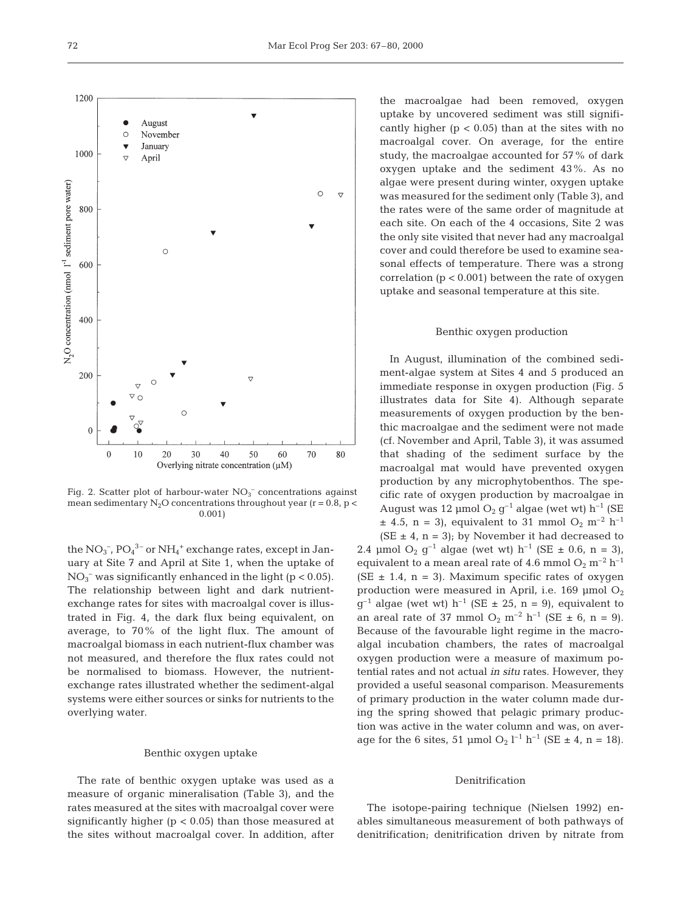Fig. 2. Scatter plot of harbour-water $NO_3^-$ concentrations against mean sedimentary $N_2O$ concentrations throughout year ($r = 0.8$, $p < 0.001$)

the $NO_3^-$, $PO_4^{3-}$ or $NH_4^+$ exchange rates, except in January at Site 7 and April at Site 1, when the uptake of $NO_3^-$ was significantly enhanced in the light ($p < 0.05$). The relationship between light and dark nutrient-exchange rates for sites with macroalgal cover is illustrated in Fig. 4, the dark flux being equivalent, on average, to 70% of the light flux. The amount of macroalgal biomass in each nutrient-flux chamber was not measured, and therefore the flux rates could not be normalised to biomass. However, the nutrient-exchange rates illustrated whether the sediment-algal systems were either sources or sinks for nutrients to the overlying water.

### Benthic oxygen uptake

The rate of benthic oxygen uptake was used as a measure of organic mineralisation (Table 3), and the rates measured at the sites with macroalgal cover were significantly higher ($p < 0.05$) than those measured at the sites without macroalgal cover. In addition, after the macroalgae had been removed, oxygen uptake by uncovered sediment was still significantly higher ($p < 0.05$) than at the sites with no macroalgal cover. On average, for the entire study, the macroalgae accounted for 57% of dark oxygen uptake and the sediment 43%. As no algae were present during winter, oxygen uptake was measured for the sediment only (Table 3), and the rates were of the same order of magnitude at each site. On each of the 4 occasions, Site 2 was the only site visited that never had any macroalgal cover and could therefore be used to examine seasonal effects of temperature. There was a strong correlation ($p < 0.001$) between the rate of oxygen uptake and seasonal temperature at this site.

### Benthic oxygen production

In August, illumination of the combined sediment-algae system at Sites 4 and 5 produced an immediate response in oxygen production (Fig. 5 illustrates data for Site 4). Although separate measurements of oxygen production by the benthic macroalgae and the sediment were not made (cf. November and April, Table 3), it was assumed that shading of the sediment surface by the macroalgal mat would have prevented oxygen production by any microphytobenthos. The specific rate of oxygen production by macroalgae in August was 12 µmol $O_2$ $g^{-1}$ algae (wet wt) $h^{-1}$ (SE $\pm$ 4.5, n = 3), equivalent to 31 mmol $O_2$ $m^{-2}$ $h^{-1}$ (SE $\pm$ 4, n = 3); by November it had decreased to 2.4 µmol $O_2$ $g^{-1}$ algae (wet wt) $h^{-1}$ (SE $\pm$ 0.6, n = 3), equivalent to a mean areal rate of 4.6 mmol $O_2$ $m^{-2}$ $h^{-1}$ (SE $\pm$ 1.4, n = 3). Maximum specific rates of oxygen production were measured in April, i.e. 169 µmol $O_2$ $g^{-1}$ algae (wet wt) $h^{-1}$ (SE $\pm$ 25, n = 9), equivalent to an areal rate of 37 mmol $O_2$ $m^{-2}$ $h^{-1}$ (SE $\pm$ 6, n = 9). Because of the favourable light regime in the macroalgal incubation chambers, the rates of macroalgal oxygen production were a measure of maximum potential rates and not actual *in situ* rates. However, they provided a useful seasonal comparison. Measurements of primary production in the water column made during the spring showed that pelagic primary production was active in the water column and was, on average for the 6 sites, 51 µmol $O_2$ $l^{-1}$ $h^{-1}$ (SE $\pm$ 4, n = 18).

### Denitrification

The isotope-pairing technique (Nielsen 1992) enables simultaneous measurement of both pathways of denitrification; denitrification driven by nitrate from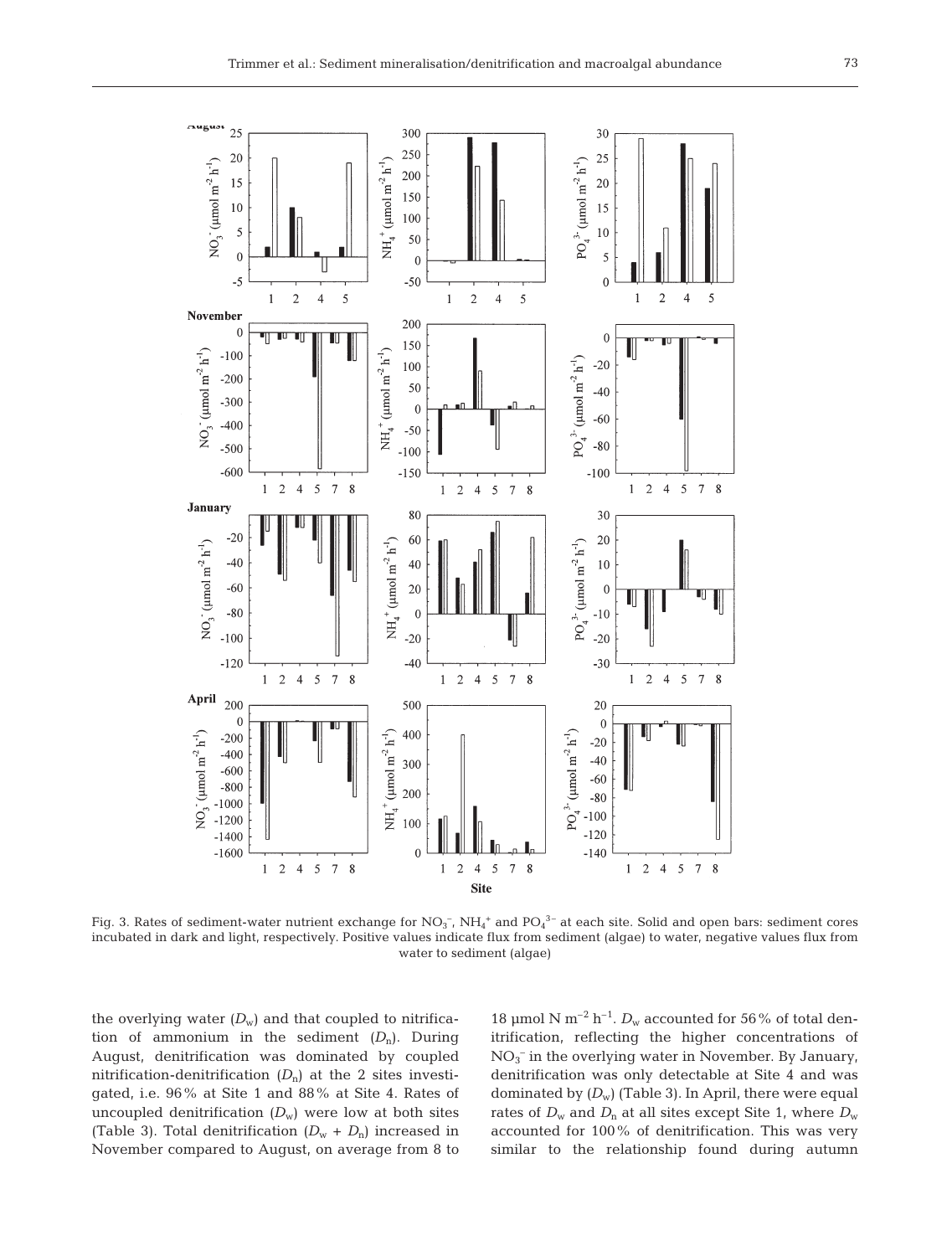Fig. 3. Rates of sediment-water nutrient exchange for $NO_3^-$, $NH_4^+$ and $PO_4^{3-}$ at each site. Solid and open bars: sediment cores incubated in dark and light, respectively. Positive values indicate flux from sediment (algae) to water, negative values flux from water to sediment (algae)

the overlying water ($D_w$) and that coupled to nitrification of ammonium in the sediment ($D_n$). During August, denitrification was dominated by coupled nitrification-denitrification ($D_n$) at the 2 sites investigated, i.e. 96% at Site 1 and 88% at Site 4. Rates of uncoupled denitrification ($D_w$) were low at both sites (Table 3). Total denitrification ($D_w$ + $D_n$) increased in November compared to August, on average from 8 to 18 µmol N m$^{-2}$ h$^{-1}$. $D_w$ accounted for 56% of total denitrification, reflecting the higher concentrations of $NO_3^-$ in the overlying water in November. By January, denitrification was only detectable at Site 4 and was dominated by ($D_w$) (Table 3). In April, there were equal rates of $D_w$ and $D_n$ at all sites except Site 1, where $D_w$ accounted for 100% of denitrification. This was very similar to the relationship found during autumn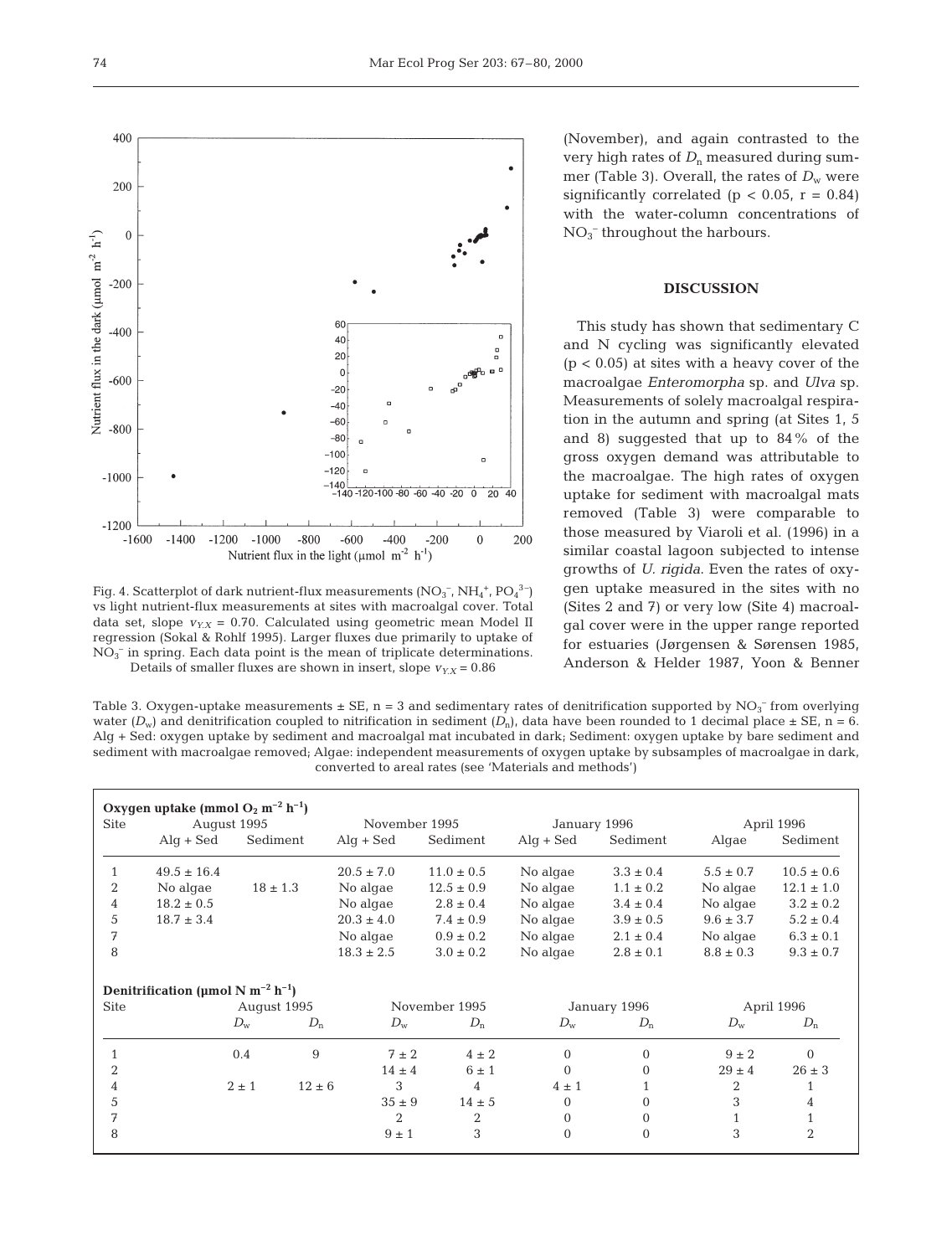Fig. 4. Scatterplot of dark nutrient-flux measurements ($NO_3^-$, $NH_4^+$, $PO_4^{3-}$) vs light nutrient-flux measurements at sites with macroalgal cover. Total data set, slope $v_{Y.X}$ = 0.70. Calculated using geometric mean Model II regression (Sokal & Rohlf 1995). Larger fluxes due primarily to uptake of $NO_3^-$ in spring. Each data point is the mean of triplicate determinations. Details of smaller fluxes are shown in insert, slope $v_{Y.X}$ = 0.86

(November), and again contrasted to the very high rates of $D_n$ measured during summer (Table 3). Overall, the rates of $D_w$ were significantly correlated ($p < 0.05$, $r = 0.84$) with the water-column concentrations of $NO_3^-$ throughout the harbours.

## DISCUSSION

This study has shown that sedimentary C and N cycling was significantly elevated ($p < 0.05$) at sites with a heavy cover of the macroalgae *Enteromorpha* sp. and *Ulva* sp. Measurements of solely macroalgal respiration in the autumn and spring (at Sites 1, 5 and 8) suggested that up to 84% of the gross oxygen demand was attributable to the macroalgae. The high rates of oxygen uptake for sediment with macroalgal mats removed (Table 3) were comparable to those measured by Viaroli et al. (1996) in a similar coastal lagoon subjected to intense growths of *U. rigida*. Even the rates of oxygen uptake measured in the sites with no (Sites 2 and 7) or very low (Site 4) macroalgal cover were in the upper range reported for estuaries (Jørgensen & Sørensen 1985, Anderson & Helder 1987, Yoon & Benner

Table 3. Oxygen-uptake measurements ± SE, n = 3 and sedimentary rates of denitrification supported by $NO_3^-$ from overlying water ($D_w$) and denitrification coupled to nitrification in sediment ($D_n$), data have been rounded to 1 decimal place ± SE, n = 6. Alg + Sed: oxygen uptake by sediment and macroalgal mat incubated in dark; Sediment: oxygen uptake by bare sediment and sediment with macroalgae removed; Algae: independent measurements of oxygen uptake by subsamples of macroalgae in dark, converted to areal rates (see 'Materials and methods')

**Oxygen uptake (mmol $O_2$ $m^{-2}$ $h^{-1}$)**

| Site | August 1995 | | November 1995 | | January 1996 | | April 1996 | |
|---|---|---|---|---|---|---|---|---|
| | Alg + Sed | Sediment | Alg + Sed | Sediment | Alg + Sed | Sediment | Algae | Sediment |
| 1 | 49.5 ± 16.4 | | 20.5 ± 7.0 | 11.0 ± 0.5 | No algae | 3.3 ± 0.4 | 5.5 ± 0.7 | 10.5 ± 0.6 |
| 2 | No algae | 18 ± 1.3 | No algae | 12.5 ± 0.9 | No algae | 1.1 ± 0.2 | No algae | 12.1 ± 1.0 |
| 4 | 18.2 ± 0.5 | | No algae | 2.8 ± 0.4 | No algae | 3.4 ± 0.4 | No algae | 3.2 ± 0.2 |
| 5 | 18.7 ± 3.4 | | 20.3 ± 4.0 | 7.4 ± 0.9 | No algae | 3.9 ± 0.5 | 9.6 ± 3.7 | 5.2 ± 0.4 |
| 7 | | | No algae | 0.9 ± 0.2 | No algae | 2.1 ± 0.4 | No algae | 6.3 ± 0.1 |
| 8 | | | 18.3 ± 2.5 | 3.0 ± 0.2 | No algae | 2.8 ± 0.1 | 8.8 ± 0.3 | 9.3 ± 0.7 |

**Denitrification (µmol N $m^{-2}$ $h^{-1}$)**

| Site | August 1995 | | November 1995 | | January 1996 | | April 1996 | |
|---|---|---|---|---|---|---|---|---|
| | $D_w$ | $D_n$ | $D_w$ | $D_n$ | $D_w$ | $D_n$ | $D_w$ | $D_n$ |
| 1 | 0.4 | 9 | 7 ± 2 | 4 ± 2 | 0 | 0 | 9 ± 2 | 0 |
| 2 | | | 14 ± 4 | 6 ± 1 | 0 | 0 | 29 ± 4 | 26 ± 3 |
| 4 | 2 ± 1 | 12 ± 6 | 3 | 4 | 4 ± 1 | 1 | 2 | 1 |
| 5 | | | 35 ± 9 | 14 ± 5 | 0 | 0 | 3 | 4 |
| 7 | | | 2 | 2 | 0 | 0 | 1 | 1 |
| 8 | | | 9 ± 1 | 3 | 0 | 0 | 3 | 2 |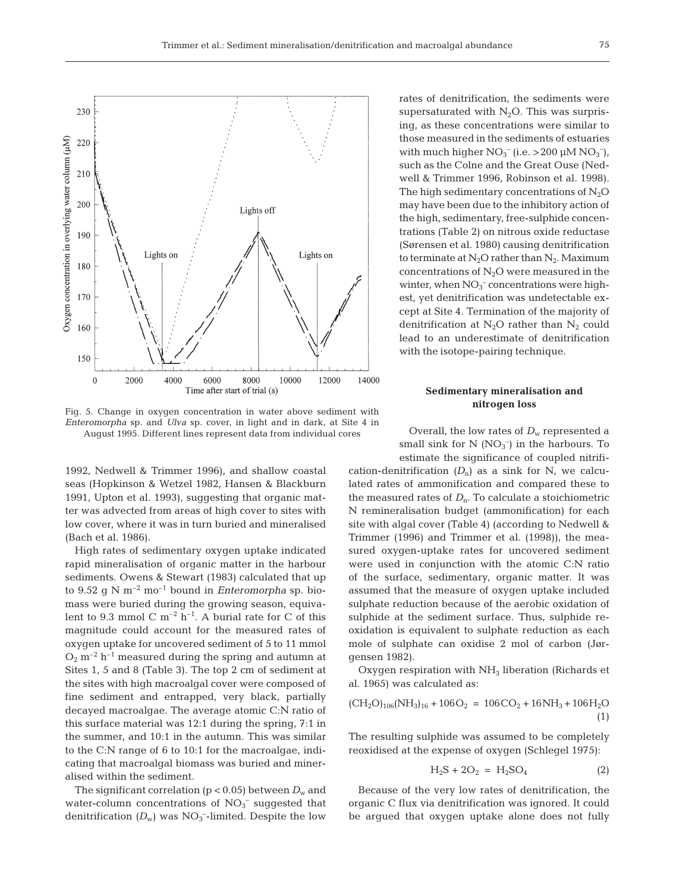Fig. 5. Change in oxygen concentration in water above sediment with *Enteromorpha* sp. and *Ulva* sp. cover, in light and in dark, at Site 4 in August 1995. Different lines represent data from individual cores

1992, Nedwell & Trimmer 1996), and shallow coastal seas (Hopkinson & Wetzel 1982, Hansen & Blackburn 1991, Upton et al. 1993), suggesting that organic matter was advected from areas of high cover to sites with low cover, where it was in turn buried and mineralised (Bach et al. 1986).

High rates of sedimentary oxygen uptake indicated rapid mineralisation of organic matter in the harbour sediments. Owens & Stewart (1983) calculated that up to 9.52 g N $m^{-2}$ $mo^{-1}$ bound in *Enteromorpha* sp. biomass were buried during the growing season, equivalent to 9.3 mmol C $m^{-2}$ $h^{-1}$. A burial rate for C of this magnitude could account for the measured rates of oxygen uptake for uncovered sediment of 5 to 11 mmol $O_2$ $m^{-2}$ $h^{-1}$ measured during the spring and autumn at Sites 1, 5 and 8 (Table 3). The top 2 cm of sediment at the sites with high macroalgal cover were composed of fine sediment and entrapped, very black, partially decayed macroalgae. The average atomic C:N ratio of this surface material was 12:1 during the spring, 7:1 in the summer, and 10:1 in the autumn. This was similar to the C:N range of 6 to 10:1 for the macroalgae, indicating that macroalgal biomass was buried and mineralised within the sediment.

The significant correlation ($p < 0.05$) between $D_w$ and water-column concentrations of $NO_3^-$ suggested that denitrification ($D_w$) was $NO_3^-$-limited. Despite the low rates of denitrification, the sediments were supersaturated with $N_2O$. This was surprising, as these concentrations were similar to those measured in the sediments of estuaries with much higher $NO_3^-$ (i.e. >200 µM $NO_3^-$), such as the Colne and the Great Ouse (Nedwell & Trimmer 1996, Robinson et al. 1998). The high sedimentary concentrations of $N_2O$ may have been due to the inhibitory action of the high, sedimentary, free-sulphide concentrations (Table 2) on nitrous oxide reductase (Sørensen et al. 1980) causing denitrification to terminate at $N_2O$ rather than $N_2$. Maximum concentrations of $N_2O$ were measured in the winter, when $NO_3^-$ concentrations were highest, yet denitrification was undetectable except at Site 4. Termination of the majority of denitrification at $N_2O$ rather than $N_2$ could lead to an underestimate of denitrification with the isotope-pairing technique.

## Sedimentary mineralisation and nitrogen loss

Overall, the low rates of $D_w$ represented a small sink for N ($NO_3^-$) in the harbours. To estimate the significance of coupled nitrification-denitrification ($D_n$) as a sink for N, we calculated rates of ammonification and compared these to the measured rates of $D_n$. To calculate a stoichiometric N remineralisation budget (ammonification) for each site with algal cover (Table 4) (according to Nedwell & Trimmer (1996) and Trimmer et al. (1998)), the measured oxygen-uptake rates for uncovered sediment were used in conjunction with the atomic C:N ratio of the surface, sedimentary, organic matter. It was assumed that the measure of oxygen uptake included sulphate reduction because of the aerobic oxidation of sulphide at the sediment surface. Thus, sulphide reoxidation is equivalent to sulphate reduction as each mole of sulphate can oxidise 2 mol of carbon (Jørgensen 1982).

Oxygen respiration with $NH_3$ liberation (Richards et al. 1965) was calculated as:

$$(CH_2O)_{106}(NH_3)_{16} + 106O_2 = 106CO_2 + 16NH_3 + 106H_2O \quad (1)$$

The resulting sulphide was assumed to be completely reoxidised at the expense of oxygen (Schlegel 1975):

$$H_2S + 2O_2 = H_2SO_4 \quad (2)$$

Because of the very low rates of denitrification, the organic C flux via denitrification was ignored. It could be argued that oxygen uptake alone does not fully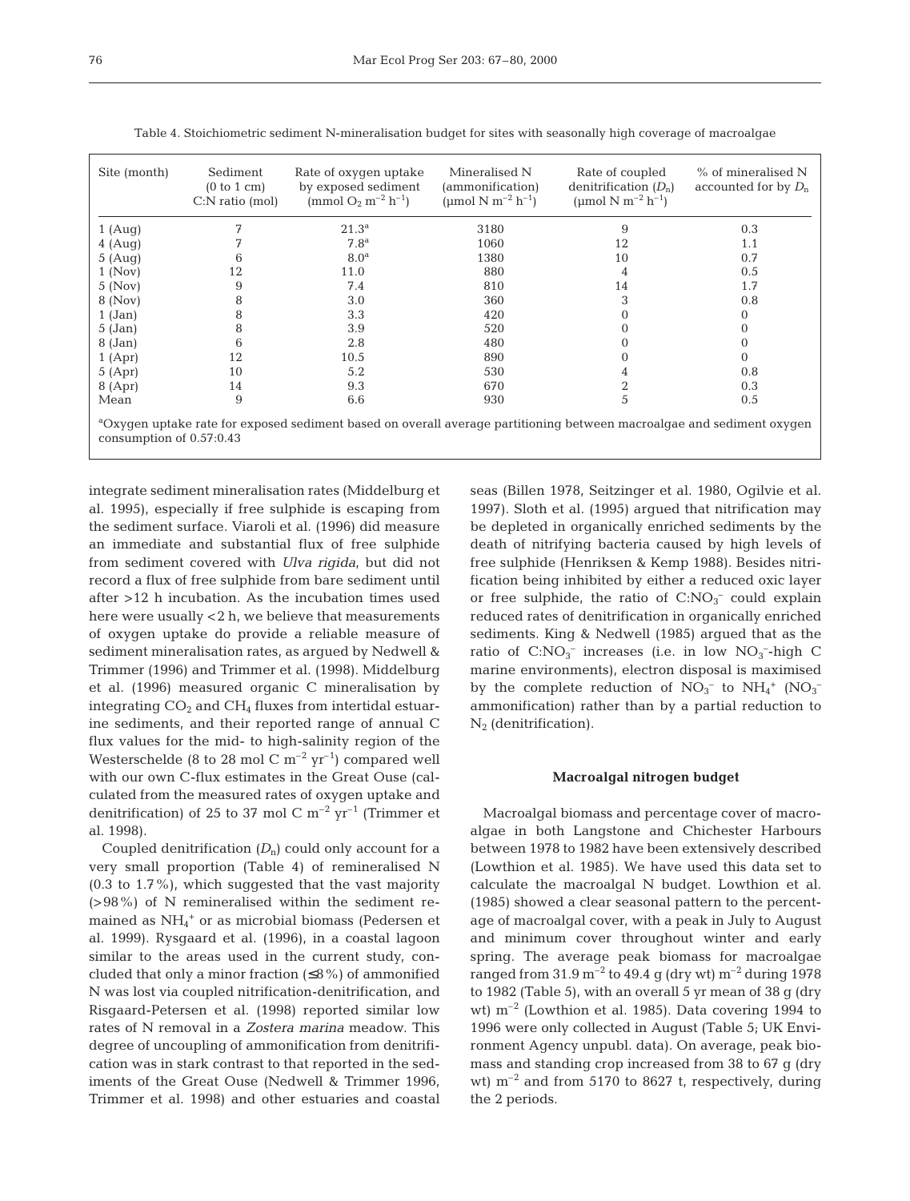Table 4. Stoichiometric sediment N-mineralisation budget for sites with seasonally high coverage of macroalgae

| Site (month) | Sediment (0 to 1 cm) C:N ratio (mol) | Rate of oxygen uptake by exposed sediment (mmol $O_2$ $m^{-2}$ $h^{-1}$) | Mineralised N (ammonification) (µmol N $m^{-2}$ $h^{-1}$) | Rate of coupled denitrification ($D_n$) (µmol N $m^{-2}$ $h^{-1}$) | % of mineralised N accounted for by $D_n$ |
|---|---|---|---|---|---|
| 1 (Aug) | 7 | 21.3[a] | 3180 | 9 | 0.3 |
| 4 (Aug) | 7 | 7.8[a] | 1060 | 12 | 1.1 |
| 5 (Aug) | 6 | 8.0[a] | 1380 | 10 | 0.7 |
| 1 (Nov) | 12 | 11.0 | 880 | 4 | 0.5 |
| 5 (Nov) | 9 | 7.4 | 810 | 14 | 1.7 |
| 8 (Nov) | 8 | 3.0 | 360 | 3 | 0.8 |
| 1 (Jan) | 8 | 3.3 | 420 | 0 | 0 |
| 5 (Jan) | 8 | 3.9 | 520 | 0 | 0 |
| 8 (Jan) | 6 | 2.8 | 480 | 0 | 0 |
| 1 (Apr) | 12 | 10.5 | 890 | 0 | 0 |
| 5 (Apr) | 10 | 5.2 | 530 | 4 | 0.8 |
| 8 (Apr) | 14 | 9.3 | 670 | 2 | 0.3 |
| Mean | 9 | 6.6 | 930 | 5 | 0.5 |

[a]Oxygen uptake rate for exposed sediment based on overall average partitioning between macroalgae and sediment oxygen consumption of 0.57:0.43

integrate sediment mineralisation rates (Middelburg et al. 1995), especially if free sulphide is escaping from the sediment surface. Viaroli et al. (1996) did measure an immediate and substantial flux of free sulphide from sediment covered with *Ulva rigida*, but did not record a flux of free sulphide from bare sediment until after >12 h incubation. As the incubation times used here were usually <2 h, we believe that measurements of oxygen uptake do provide a reliable measure of sediment mineralisation rates, as argued by Nedwell & Trimmer (1996) and Trimmer et al. (1998). Middelburg et al. (1996) measured organic C mineralisation by integrating $CO_2$ and $CH_4$ fluxes from intertidal estuarine sediments, and their reported range of annual C flux values for the mid- to high-salinity region of the Westerschelde (8 to 28 mol C $m^{-2}$ $yr^{-1}$) compared well with our own C-flux estimates in the Great Ouse (calculated from the measured rates of oxygen uptake and denitrification) of 25 to 37 mol C $m^{-2}$ $yr^{-1}$ (Trimmer et al. 1998).

Coupled denitrification ($D_n$) could only account for a very small proportion (Table 4) of remineralised N (0.3 to 1.7%), which suggested that the vast majority (>98%) of N remineralised within the sediment remained as $NH_4^+$ or as microbial biomass (Pedersen et al. 1999). Rysgaard et al. (1996), in a coastal lagoon similar to the areas used in the current study, concluded that only a minor fraction (≤8%) of ammonified N was lost via coupled nitrification-denitrification, and Risgaard-Petersen et al. (1998) reported similar low rates of N removal in a *Zostera marina* meadow. This degree of uncoupling of ammonification from denitrification was in stark contrast to that reported in the sediments of the Great Ouse (Nedwell & Trimmer 1996, Trimmer et al. 1998) and other estuaries and coastal seas (Billen 1978, Seitzinger et al. 1980, Ogilvie et al. 1997). Sloth et al. (1995) argued that nitrification may be depleted in organically enriched sediments by the death of nitrifying bacteria caused by high levels of free sulphide (Henriksen & Kemp 1988). Besides nitrification being inhibited by either a reduced oxic layer or free sulphide, the ratio of C:$NO_3^-$ could explain reduced rates of denitrification in organically enriched sediments. King & Nedwell (1985) argued that as the ratio of C:$NO_3^-$ increases (i.e. in low $NO_3^-$-high C marine environments), electron disposal is maximised by the complete reduction of $NO_3^-$ to $NH_4^+$ ($NO_3^-$ ammonification) rather than by a partial reduction to $N_2$ (denitrification).

### Macroalgal nitrogen budget

Macroalgal biomass and percentage cover of macroalgae in both Langstone and Chichester Harbours between 1978 to 1982 have been extensively described (Lowthion et al. 1985). We have used this data set to calculate the macroalgal N budget. Lowthion et al. (1985) showed a clear seasonal pattern to the percentage of macroalgal cover, with a peak in July to August and minimum cover throughout winter and early spring. The average peak biomass for macroalgae ranged from 31.9 $m^{-2}$ to 49.4 g (dry wt) $m^{-2}$ during 1978 to 1982 (Table 5), with an overall 5 yr mean of 38 g (dry wt) $m^{-2}$ (Lowthion et al. 1985). Data covering 1994 to 1996 were only collected in August (Table 5; UK Environment Agency unpubl. data). On average, peak biomass and standing crop increased from 38 to 67 g (dry wt) $m^{-2}$ and from 5170 to 8627 t, respectively, during the 2 periods.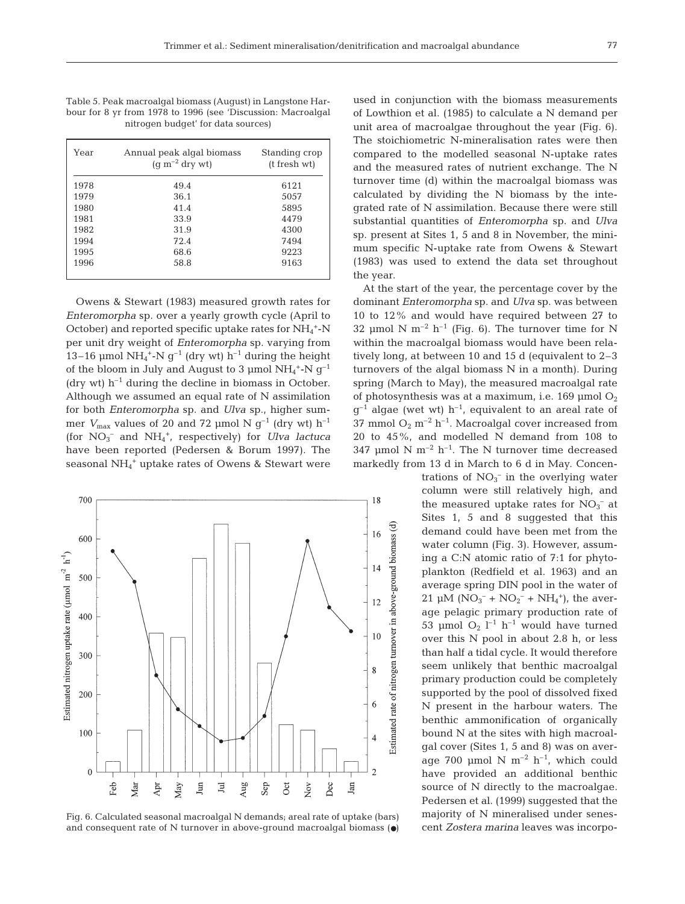Table 5. Peak macroalgal biomass (August) in Langstone Harbour for 8 yr from 1978 to 1996 (see 'Discussion: Macroalgal nitrogen budget' for data sources)

| Year | Annual peak algal biomass ($g\ m^{-2}$ dry wt) | Standing crop (t fresh wt) |
|---|---|---|
| 1978 | 49.4 | 6121 |
| 1979 | 36.1 | 5057 |
| 1980 | 41.4 | 5895 |
| 1981 | 33.9 | 4479 |
| 1982 | 31.9 | 4300 |
| 1994 | 72.4 | 7494 |
| 1995 | 68.6 | 9223 |
| 1996 | 58.8 | 9163 |

Owens & Stewart (1983) measured growth rates for *Enteromorpha* sp. over a yearly growth cycle (April to October) and reported specific uptake rates for $NH_4^+$-N per unit dry weight of *Enteromorpha* sp. varying from 13–16 µmol $NH_4^+$-N $g^{-1}$ (dry wt) $h^{-1}$ during the height of the bloom in July and August to 3 µmol $NH_4^+$-N $g^{-1}$ (dry wt) $h^{-1}$ during the decline in biomass in October. Although we assumed an equal rate of N assimilation for both *Enteromorpha* sp. and *Ulva* sp., higher summer $V_{max}$ values of 20 and 72 µmol N $g^{-1}$ (dry wt) $h^{-1}$ (for $NO_3^-$ and $NH_4^+$, respectively) for *Ulva lactuca* have been reported (Pedersen & Borum 1997). The seasonal $NH_4^+$ uptake rates of Owens & Stewart were used in conjunction with the biomass measurements of Lowthion et al. (1985) to calculate a N demand per unit area of macroalgae throughout the year (Fig. 6). The stoichiometric N-mineralisation rates were then compared to the modelled seasonal N-uptake rates and the measured rates of nutrient exchange. The N turnover time (d) within the macroalgal biomass was calculated by dividing the N biomass by the integrated rate of N assimilation. Because there were still substantial quantities of *Enteromorpha* sp. and *Ulva* sp. present at Sites 1, 5 and 8 in November, the minimum specific N-uptake rate from Owens & Stewart (1983) was used to extend the data set throughout the year.

At the start of the year, the percentage cover by the dominant *Enteromorpha* sp. and *Ulva* sp. was between 10 to 12% and would have required between 27 to 32 µmol N $m^{-2}$ $h^{-1}$ (Fig. 6). The turnover time for N within the macroalgal biomass would have been relatively long, at between 10 and 15 d (equivalent to 2–3 turnovers of the algal biomass N in a month). During spring (March to May), the measured macroalgal rate of photosynthesis was at a maximum, i.e. 169 µmol $O_2$ $g^{-1}$ algae (wet wt) $h^{-1}$, equivalent to an areal rate of 37 mmol $O_2$ $m^{-2}$ $h^{-1}$. Macroalgal cover increased from 20 to 45%, and modelled N demand from 108 to 347 µmol N $m^{-2}$ $h^{-1}$. The N turnover time decreased markedly from 13 d in March to 6 d in May. Concentrations of $NO_3^-$ in the overlying water column were still relatively high, and the measured uptake rates for $NO_3^-$ at Sites 1, 5 and 8 suggested that this demand could have been met from the water column (Fig. 3). However, assuming a C:N atomic ratio of 7:1 for phytoplankton (Redfield et al. 1963) and an average spring DIN pool in the water of 21 µM ($NO_3^-$ + $NO_2^-$ + $NH_4^+$), the average pelagic primary production rate of 53 µmol $O_2$ $l^{-1}$ $h^{-1}$ would have turned over this N pool in about 2.8 h, or less than half a tidal cycle. It would therefore seem unlikely that benthic macroalgal primary production could be completely supported by the pool of dissolved fixed N present in the harbour waters. The benthic ammonification of organically bound N at the sites with high macroalgal cover (Sites 1, 5 and 8) was on average 700 µmol N $m^{-2}$ $h^{-1}$, which could have provided an additional benthic source of N directly to the macroalgae. Pedersen et al. (1999) suggested that the majority of N mineralised under senescent *Zostera marina* leaves was incorpo-

Fig. 6. Calculated seasonal macroalgal N demands; areal rate of uptake (bars) and consequent rate of N turnover in above-ground macroalgal biomass (●)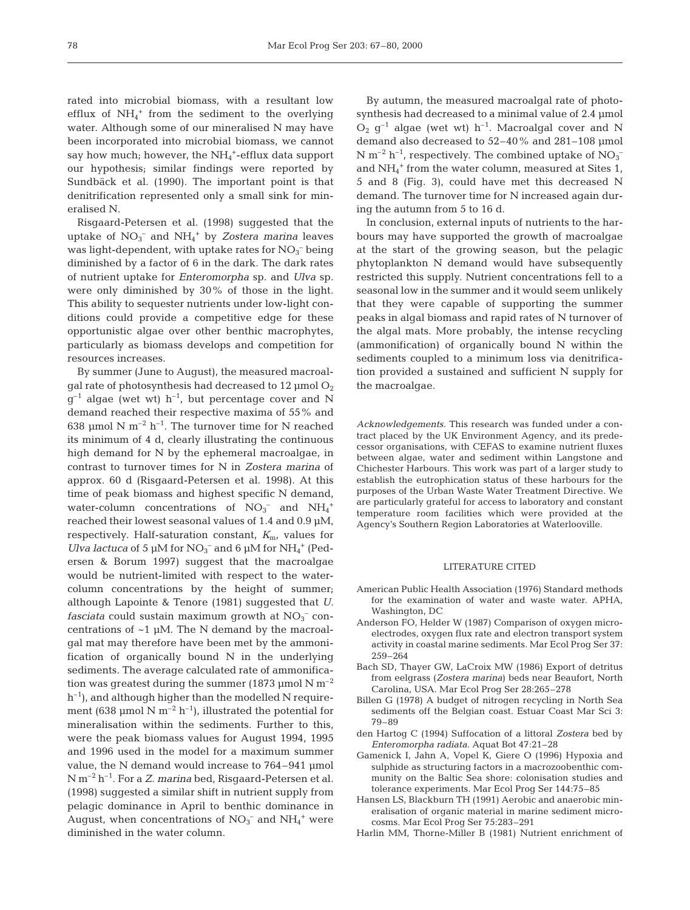rated into microbial biomass, with a resultant low efflux of $NH_4^+$ from the sediment to the overlying water. Although some of our mineralised N may have been incorporated into microbial biomass, we cannot say how much; however, the $NH_4^+$-efflux data support our hypothesis; similar findings were reported by Sundbäck et al. (1990). The important point is that denitrification represented only a small sink for mineralised N.

Risgaard-Petersen et al. (1998) suggested that the uptake of $NO_3^-$ and $NH_4^+$ by *Zostera marina* leaves was light-dependent, with uptake rates for $NO_3^-$ being diminished by a factor of 6 in the dark. The dark rates of nutrient uptake for *Enteromorpha* sp. and *Ulva* sp. were only diminished by 30% of those in the light. This ability to sequester nutrients under low-light conditions could provide a competitive edge for these opportunistic algae over other benthic macrophytes, particularly as biomass develops and competition for resources increases.

By summer (June to August), the measured macroalgal rate of photosynthesis had decreased to 12 µmol $O_2$ $g^{-1}$ algae (wet wt) $h^{-1}$, but percentage cover and N demand reached their respective maxima of 55% and 638 µmol N $m^{-2}$ $h^{-1}$. The turnover time for N reached its minimum of 4 d, clearly illustrating the continuous high demand for N by the ephemeral macroalgae, in contrast to turnover times for N in *Zostera marina* of approx. 60 d (Risgaard-Petersen et al. 1998). At this time of peak biomass and highest specific N demand, water-column concentrations of $NO_3^-$ and $NH_4^+$ reached their lowest seasonal values of 1.4 and 0.9 µM, respectively. Half-saturation constant, $K_m$, values for *Ulva lactuca* of 5 µM for $NO_3^-$ and 6 µM for $NH_4^+$ (Pedersen & Borum 1997) suggest that the macroalgae would be nutrient-limited with respect to the water-column concentrations by the height of summer; although Lapointe & Tenore (1981) suggested that *U. fasciata* could sustain maximum growth at $NO_3^-$ concentrations of ~1 µM. The N demand by the macroalgal mat may therefore have been met by the ammonification of organically bound N in the underlying sediments. The average calculated rate of ammonification was greatest during the summer (1873 µmol N $m^{-2}$ $h^{-1}$), and although higher than the modelled N requirement (638 µmol N $m^{-2}$ $h^{-1}$), illustrated the potential for mineralisation within the sediments. Further to this, were the peak biomass values for August 1994, 1995 and 1996 used in the model for a maximum summer value, the N demand would increase to 764–941 µmol N $m^{-2}$ $h^{-1}$. For a *Z. marina* bed, Risgaard-Petersen et al. (1998) suggested a similar shift in nutrient supply from pelagic dominance in April to benthic dominance in August, when concentrations of $NO_3^-$ and $NH_4^+$ were diminished in the water column.

By autumn, the measured macroalgal rate of photosynthesis had decreased to a minimal value of 2.4 µmol $O_2$ $g^{-1}$ algae (wet wt) $h^{-1}$. Macroalgal cover and N demand also decreased to 52–40% and 281–108 µmol N $m^{-2}$ $h^{-1}$, respectively. The combined uptake of $NO_3^-$ and $NH_4^+$ from the water column, measured at Sites 1, 5 and 8 (Fig. 3), could have met this decreased N demand. The turnover time for N increased again during the autumn from 5 to 16 d.

In conclusion, external inputs of nutrients to the harbours may have supported the growth of macroalgae at the start of the growing season, but the pelagic phytoplankton N demand would have subsequently restricted this supply. Nutrient concentrations fell to a seasonal low in the summer and it would seem unlikely that they were capable of supporting the summer peaks in algal biomass and rapid rates of N turnover of the algal mats. More probably, the intense recycling (ammonification) of organically bound N within the sediments coupled to a minimum loss via denitrification provided a sustained and sufficient N supply for the macroalgae.

*Acknowledgements.* This research was funded under a contract placed by the UK Environment Agency, and its predecessor organisations, with CEFAS to examine nutrient fluxes between algae, water and sediment within Langstone and Chichester Harbours. This work was part of a larger study to establish the eutrophication status of these harbours for the purposes of the Urban Waste Water Treatment Directive. We are particularly grateful for access to laboratory and constant temperature room facilities which were provided at the Agency's Southern Region Laboratories at Waterlooville.

## LITERATURE CITED

- American Public Health Association (1976) Standard methods for the examination of water and waste water. APHA, Washington, DC
- Anderson FO, Helder W (1987) Comparison of oxygen microelectrodes, oxygen flux rate and electron transport system activity in coastal marine sediments. Mar Ecol Prog Ser 37: 259–264
- Bach SD, Thayer GW, LaCroix MW (1986) Export of detritus from eelgrass (*Zostera marina*) beds near Beaufort, North Carolina, USA. Mar Ecol Prog Ser 28:265–278
- Billen G (1978) A budget of nitrogen recycling in North Sea sediments off the Belgian coast. Estuar Coast Mar Sci 3: 79–89
- den Hartog C (1994) Suffocation of a littoral *Zostera* bed by *Enteromorpha radiata*. Aquat Bot 47:21–28
- Gamenick I, Jahn A, Vopel K, Giere O (1996) Hypoxia and sulphide as structuring factors in a macrozoobenthic community on the Baltic Sea shore: colonisation studies and tolerance experiments. Mar Ecol Prog Ser 144:75–85
- Hansen LS, Blackburn TH (1991) Aerobic and anaerobic mineralisation of organic material in marine sediment microcosms. Mar Ecol Prog Ser 75:283–291
- Harlin MM, Thorne-Miller B (1981) Nutrient enrichment of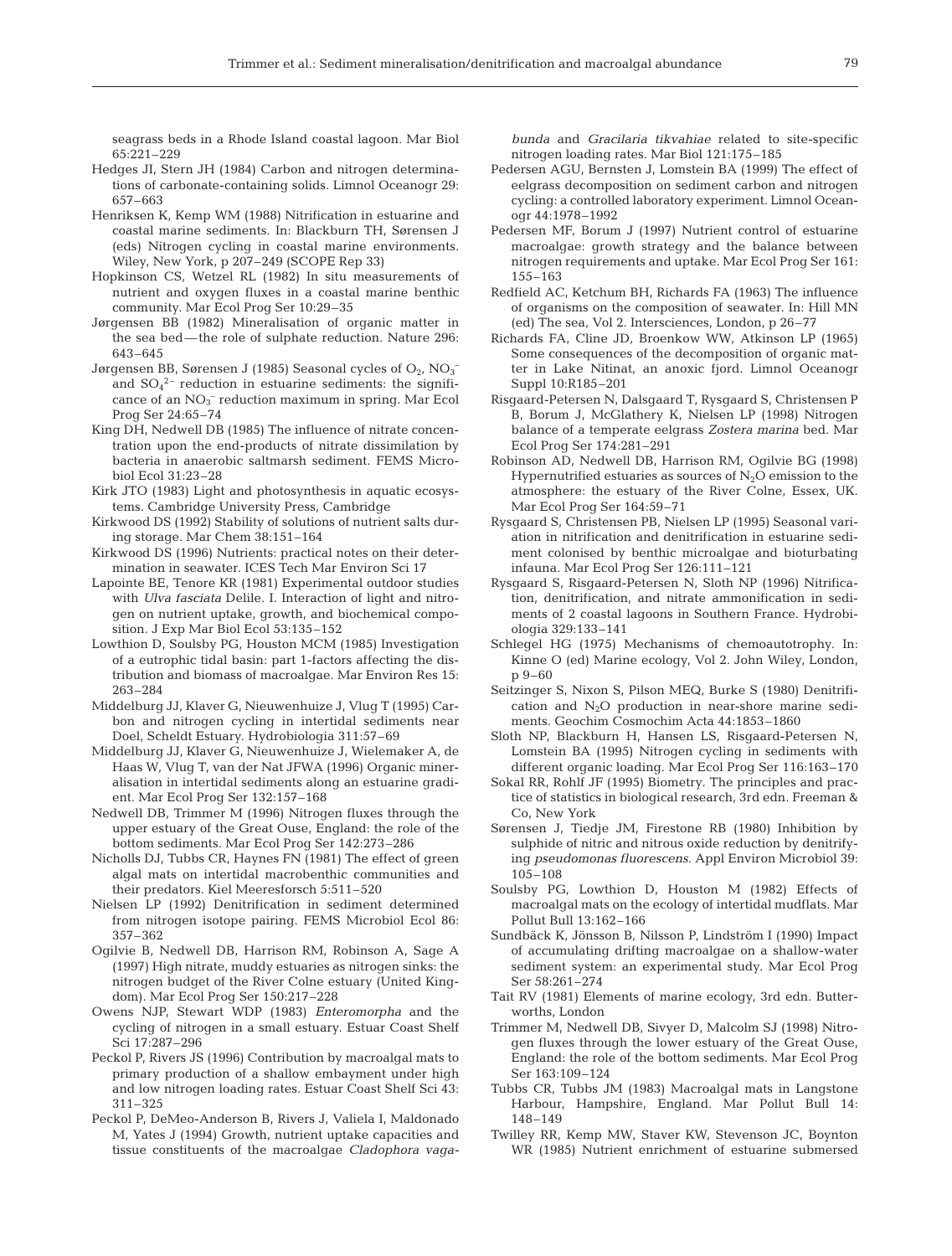seagrass beds in a Rhode Island coastal lagoon. Mar Biol 65:221–229

Hedges JI, Stern JH (1984) Carbon and nitrogen determinations of carbonate-containing solids. Limnol Oceanogr 29: 657–663

Henriksen K, Kemp WM (1988) Nitrification in estuarine and coastal marine sediments. In: Blackburn TH, Sørensen J (eds) Nitrogen cycling in coastal marine environments. Wiley, New York, p 207–249 (SCOPE Rep 33)

Hopkinson CS, Wetzel RL (1982) In situ measurements of nutrient and oxygen fluxes in a coastal marine benthic community. Mar Ecol Prog Ser 10:29–35

Jørgensen BB (1982) Mineralisation of organic matter in the sea bed—the role of sulphate reduction. Nature 296: 643–645

Jørgensen BB, Sørensen J (1985) Seasonal cycles of $O_2$, $NO_3^-$ and $SO_4^{2-}$ reduction in estuarine sediments: the significance of an $NO_3^-$ reduction maximum in spring. Mar Ecol Prog Ser 24:65–74

King DH, Nedwell DB (1985) The influence of nitrate concentration upon the end-products of nitrate dissimilation by bacteria in anaerobic saltmarsh sediment. FEMS Microbiol Ecol 31:23–28

Kirk JTO (1983) Light and photosynthesis in aquatic ecosystems. Cambridge University Press, Cambridge

Kirkwood DS (1992) Stability of solutions of nutrient salts during storage. Mar Chem 38:151–164

Kirkwood DS (1996) Nutrients: practical notes on their determination in seawater. ICES Tech Mar Environ Sci 17

Lapointe BE, Tenore KR (1981) Experimental outdoor studies with *Ulva fasciata* Delile. I. Interaction of light and nitrogen on nutrient uptake, growth, and biochemical composition. J Exp Mar Biol Ecol 53:135–152

Lowthion D, Soulsby PG, Houston MCM (1985) Investigation of a eutrophic tidal basin: part 1-factors affecting the distribution and biomass of macroalgae. Mar Environ Res 15: 263–284

Middelburg JJ, Klaver G, Nieuwenhuize J, Vlug T (1995) Carbon and nitrogen cycling in intertidal sediments near Doel, Scheldt Estuary. Hydrobiologia 311:57–69

Middelburg JJ, Klaver G, Nieuwenhuize J, Wielemaker A, de Haas W, Vlug T, van der Nat JFWA (1996) Organic mineralisation in intertidal sediments along an estuarine gradient. Mar Ecol Prog Ser 132:157–168

Nedwell DB, Trimmer M (1996) Nitrogen fluxes through the upper estuary of the Great Ouse, England: the role of the bottom sediments. Mar Ecol Prog Ser 142:273–286

Nicholls DJ, Tubbs CR, Haynes FN (1981) The effect of green algal mats on intertidal macrobenthic communities and their predators. Kiel Meeresforsch 5:511–520

Nielsen LP (1992) Denitrification in sediment determined from nitrogen isotope pairing. FEMS Microbiol Ecol 86: 357–362

Ogilvie B, Nedwell DB, Harrison RM, Robinson A, Sage A (1997) High nitrate, muddy estuaries as nitrogen sinks: the nitrogen budget of the River Colne estuary (United Kingdom). Mar Ecol Prog Ser 150:217–228

Owens NJP, Stewart WDP (1983) *Enteromorpha* and the cycling of nitrogen in a small estuary. Estuar Coast Shelf Sci 17:287–296

Peckol P, Rivers JS (1996) Contribution by macroalgal mats to primary production of a shallow embayment under high and low nitrogen loading rates. Estuar Coast Shelf Sci 43: 311–325

Peckol P, DeMeo-Anderson B, Rivers J, Valiela I, Maldonado M, Yates J (1994) Growth, nutrient uptake capacities and tissue constituents of the macroalgae *Cladophora vagabunda* and *Gracilaria tikvahiae* related to site-specific nitrogen loading rates. Mar Biol 121:175–185

Pedersen AGU, Bernsten J, Lomstein BA (1999) The effect of eelgrass decomposition on sediment carbon and nitrogen cycling: a controlled laboratory experiment. Limnol Oceanogr 44:1978–1992

Pedersen MF, Borum J (1997) Nutrient control of estuarine macroalgae: growth strategy and the balance between nitrogen requirements and uptake. Mar Ecol Prog Ser 161: 155–163

Redfield AC, Ketchum BH, Richards FA (1963) The influence of organisms on the composition of seawater. In: Hill MN (ed) The sea, Vol 2. Intersciences, London, p 26–77

Richards FA, Cline JD, Broenkow WW, Atkinson LP (1965) Some consequences of the decomposition of organic matter in Lake Nitinat, an anoxic fjord. Limnol Oceanogr Suppl 10:R185–201

Risgaard-Petersen N, Dalsgaard T, Rysgaard S, Christensen P B, Borum J, McGlathery K, Nielsen LP (1998) Nitrogen balance of a temperate eelgrass *Zostera marina* bed. Mar Ecol Prog Ser 174:281–291

Robinson AD, Nedwell DB, Harrison RM, Ogilvie BG (1998) Hypernutrified estuaries as sources of $N_2O$ emission to the atmosphere: the estuary of the River Colne, Essex, UK. Mar Ecol Prog Ser 164:59–71

Rysgaard S, Christensen PB, Nielsen LP (1995) Seasonal variation in nitrification and denitrification in estuarine sediment colonised by benthic microalgae and bioturbating infauna. Mar Ecol Prog Ser 126:111–121

Rysgaard S, Risgaard-Petersen N, Sloth NP (1996) Nitrification, denitrification, and nitrate ammonification in sediments of 2 coastal lagoons in Southern France. Hydrobiologia 329:133–141

Schlegel HG (1975) Mechanisms of chemoautotrophy. In: Kinne O (ed) Marine ecology, Vol 2. John Wiley, London, p 9–60

Seitzinger S, Nixon S, Pilson MEQ, Burke S (1980) Denitrification and $N_2O$ production in near-shore marine sediments. Geochim Cosmochim Acta 44:1853–1860

Sloth NP, Blackburn H, Hansen LS, Risgaard-Petersen N, Lomstein BA (1995) Nitrogen cycling in sediments with different organic loading. Mar Ecol Prog Ser 116:163–170

Sokal RR, Rohlf JF (1995) Biometry. The principles and practice of statistics in biological research, 3rd edn. Freeman & Co, New York

Sørensen J, Tiedje JM, Firestone RB (1980) Inhibition by sulphide of nitric and nitrous oxide reduction by denitrifying *pseudomonas fluorescens*. Appl Environ Microbiol 39: 105–108

Soulsby PG, Lowthion D, Houston M (1982) Effects of macroalgal mats on the ecology of intertidal mudflats. Mar Pollut Bull 13:162–166

Sundbäck K, Jönsson B, Nilsson P, Lindström I (1990) Impact of accumulating drifting macroalgae on a shallow-water sediment system: an experimental study. Mar Ecol Prog Ser 58:261–274

Tait RV (1981) Elements of marine ecology, 3rd edn. Butterworths, London

Trimmer M, Nedwell DB, Sivyer D, Malcolm SJ (1998) Nitrogen fluxes through the lower estuary of the Great Ouse, England: the role of the bottom sediments. Mar Ecol Prog Ser 163:109–124

Tubbs CR, Tubbs JM (1983) Macroalgal mats in Langstone Harbour, Hampshire, England. Mar Pollut Bull 14: 148–149

Twilley RR, Kemp MW, Staver KW, Stevenson JC, Boynton WR (1985) Nutrient enrichment of estuarine submersed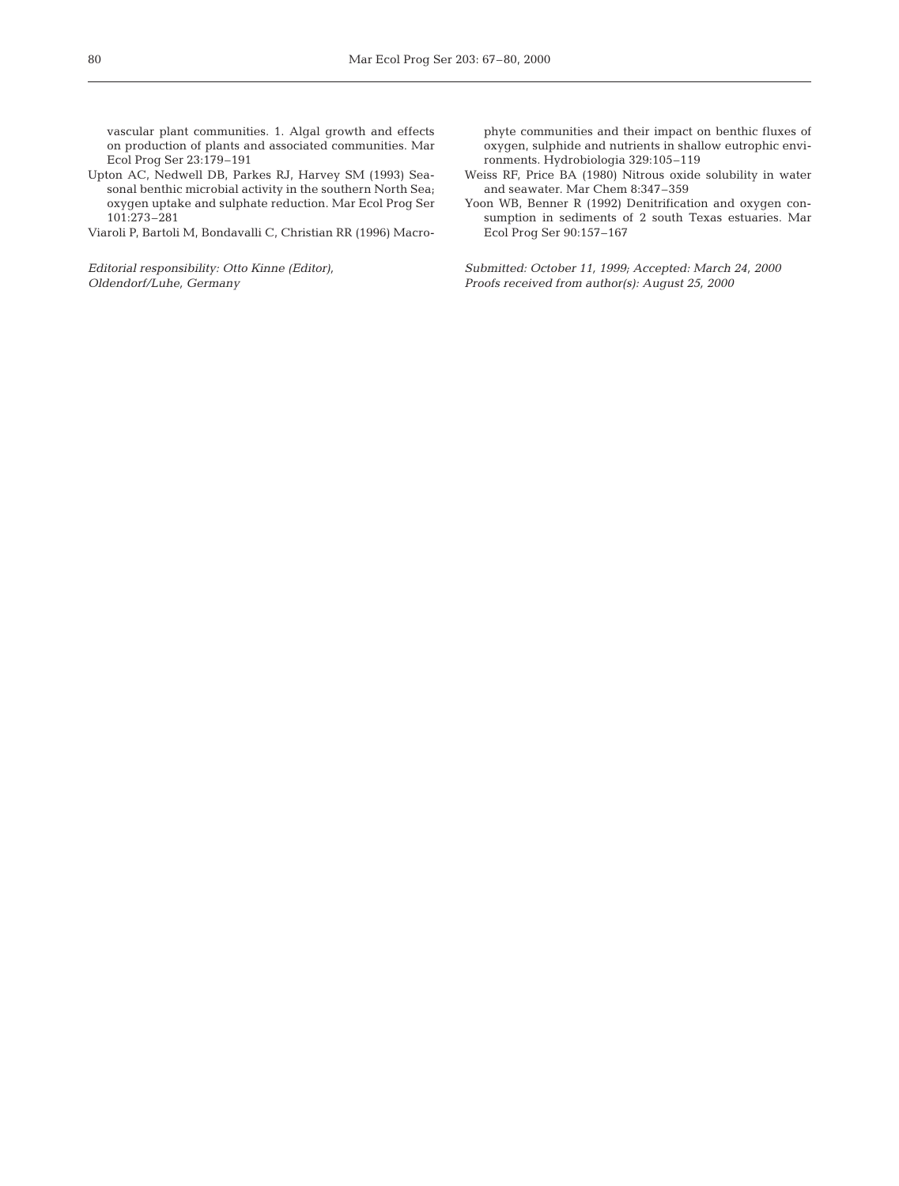vascular plant communities. 1. Algal growth and effects on production of plants and associated communities. Mar Ecol Prog Ser 23:179–191

Upton AC, Nedwell DB, Parkes RJ, Harvey SM (1993) Seasonal benthic microbial activity in the southern North Sea; oxygen uptake and sulphate reduction. Mar Ecol Prog Ser 101:273–281

Viaroli P, Bartoli M, Bondavalli C, Christian RR (1996) Macrophyte communities and their impact on benthic fluxes of oxygen, sulphide and nutrients in shallow eutrophic environments. Hydrobiologia 329:105–119

Weiss RF, Price BA (1980) Nitrous oxide solubility in water and seawater. Mar Chem 8:347–359

Yoon WB, Benner R (1992) Denitrification and oxygen consumption in sediments of 2 south Texas estuaries. Mar Ecol Prog Ser 90:157–167

*Editorial responsibility: Otto Kinne (Editor), Oldendorf/Luhe, Germany*

*Submitted: October 11, 1999; Accepted: March 24, 2000*
*Proofs received from author(s): August 25, 2000*